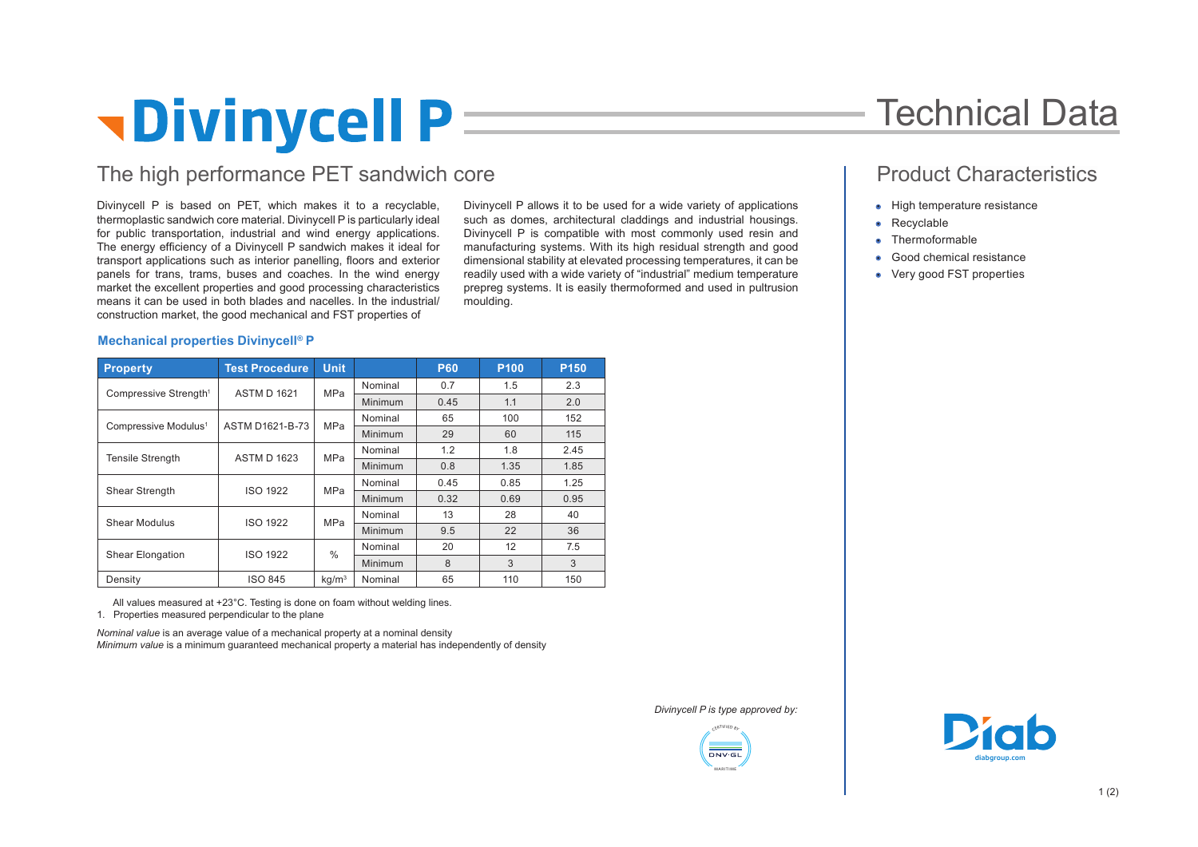# Divinycell P

Technical Data

## The high performance PET sandwich core

Divinycell P is based on PET, which makes it to a recyclable, thermoplastic sandwich core material. Divinycell P is particularly ideal for public transportation, industrial and wind energy applications. The energy efficiency of a Divinycell P sandwich makes it ideal for transport applications such as interior panelling, floors and exterior panels for trans, trams, buses and coaches. In the wind energy market the excellent properties and good processing characteristics means it can be used in both blades and nacelles. In the industrial/ construction market, the good mechanical and FST properties of Divinycell P allows it to be used for a wide variety of applications such as domes, architectural claddings and industrial housings. Divinycell P is compatible with most commonly used resin and manufacturing systems. With its high residual strength and good dimensional stability at elevated processing temperatures, it can be readily used with a wide variety of "industrial" medium temperature prepreg systems. It is easily thermoformed and used in pultrusion moulding.

## Product Characteristics

- High temperature resistance
- Recyclable
- Thermoformable
- Good chemical resistance
- Very good FST properties

### Mechanical properties Divinycell® P

| Property | Test Procedure | Unit | | P60 | P100 | P150 |
|---|---|---|---|---|---|---|
| Compressive Strength[1] | ASTM D 1621 | MPa | Nominal | 0.7 | 1.5 | 2.3 |
| | | | Minimum | 0.45 | 1.1 | 2.0 |
| Compressive Modulus[1] | ASTM D1621-B-73 | MPa | Nominal | 65 | 100 | 152 |
| | | | Minimum | 29 | 60 | 115 |
| Tensile Strength | ASTM D 1623 | MPa | Nominal | 1.2 | 1.8 | 2.45 |
| | | | Minimum | 0.8 | 1.35 | 1.85 |
| Shear Strength | ISO 1922 | MPa | Nominal | 0.45 | 0.85 | 1.25 |
| | | | Minimum | 0.32 | 0.69 | 0.95 |
| Shear Modulus | ISO 1922 | MPa | Nominal | 13 | 28 | 40 |
| | | | Minimum | 9.5 | 22 | 36 |
| Shear Elongation | ISO 1922 | % | Nominal | 20 | 12 | 7.5 |
| | | | Minimum | 8 | 3 | 3 |
| Density | ISO 845 | $kg/m^3$ | Nominal | 65 | 110 | 150 |

All values measured at +23°C. Testing is done on foam without welding lines.

1. Properties measured perpendicular to the plane

*Nominal value* is an average value of a mechanical property at a nominal density
*Minimum value* is a minimum guaranteed mechanical property a material has independently of density

*Divinycell P is type approved by:*

CERTIFIED BY DNV·GL MARITIME

Diab
diabgroup.com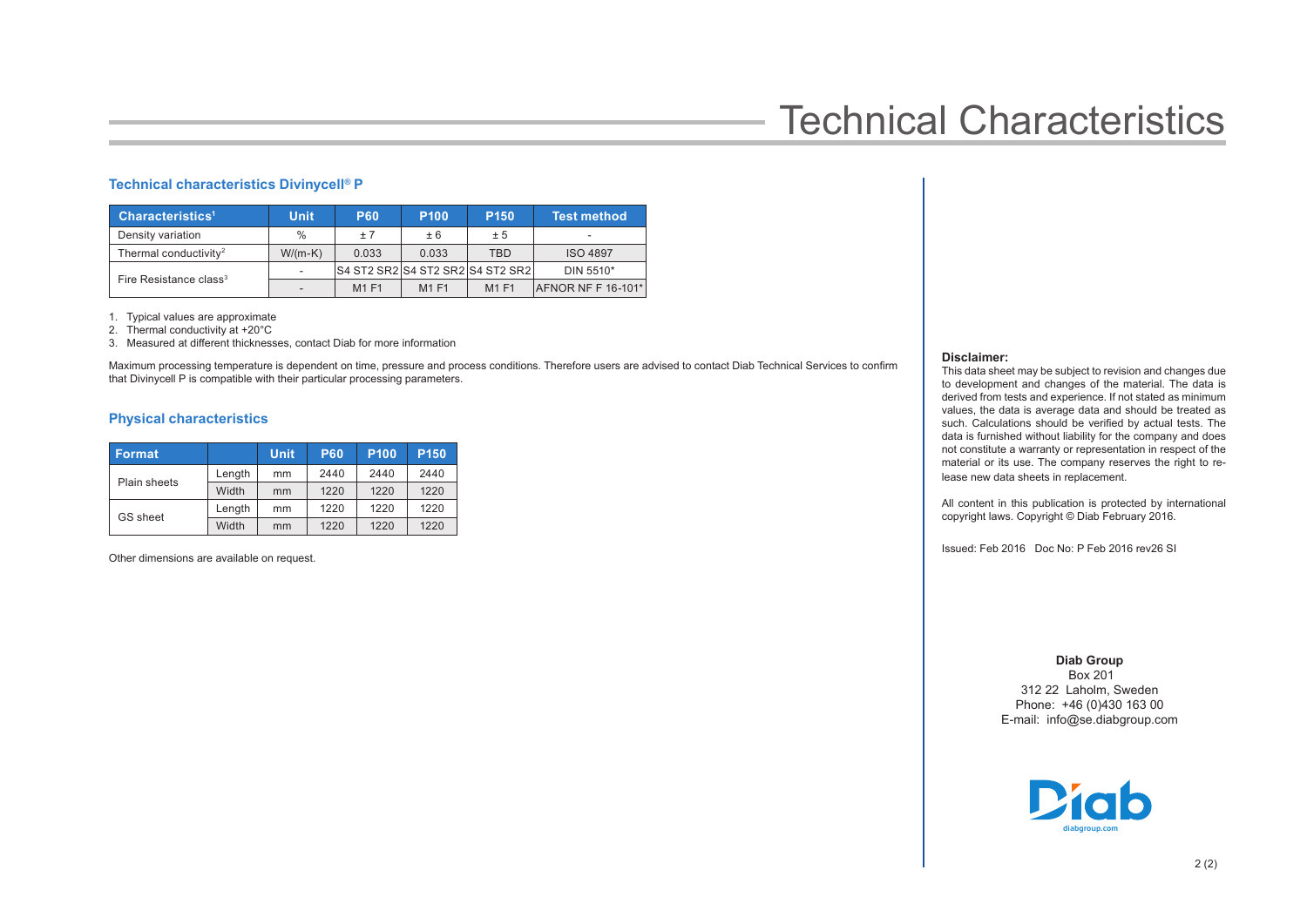# Technical Characteristics

### Technical characteristics Divinycell® P

| Characteristics[1] | Unit | P60 | P100 | P150 | Test method |
|---|---|---|---|---|---|
| Density variation | % | ± 7 | ± 6 | ± 5 | - |
| Thermal conductivity[2] | W/(m-K) | 0.033 | 0.033 | TBD | ISO 4897 |
| Fire Resistance class[3] | - | S4 ST2 SR2 | S4 ST2 SR2 | S4 ST2 SR2 | DIN 5510* |
| | - | M1 F1 | M1 F1 | M1 F1 | AFNOR NF F 16-101* |

1. Typical values are approximate
2. Thermal conductivity at +20°C
3. Measured at different thicknesses, contact Diab for more information

Maximum processing temperature is dependent on time, pressure and process conditions. Therefore users are advised to contact Diab Technical Services to confirm that Divinycell P is compatible with their particular processing parameters.

### Physical characteristics

| Format | | Unit | P60 | P100 | P150 |
|---|---|---|---|---|---|
| Plain sheets | Length | mm | 2440 | 2440 | 2440 |
| | Width | mm | 1220 | 1220 | 1220 |
| GS sheet | Length | mm | 1220 | 1220 | 1220 |
| | Width | mm | 1220 | 1220 | 1220 |

Other dimensions are available on request.

**Disclaimer:**
This data sheet may be subject to revision and changes due to development and changes of the material. The data is derived from tests and experience. If not stated as minimum values, the data is average data and should be treated as such. Calculations should be verified by actual tests. The data is furnished without liability for the company and does not constitute a warranty or representation in respect of the material or its use. The company reserves the right to release new data sheets in replacement.

All content in this publication is protected by international copyright laws. Copyright © Diab February 2016.

Issued: Feb 2016 Doc No: P Feb 2016 rev26 SI

**Diab Group**
Box 201
312 22 Laholm, Sweden
Phone: +46 (0)430 163 00
E-mail: info@se.diabgroup.com

Diab
diabgroup.com